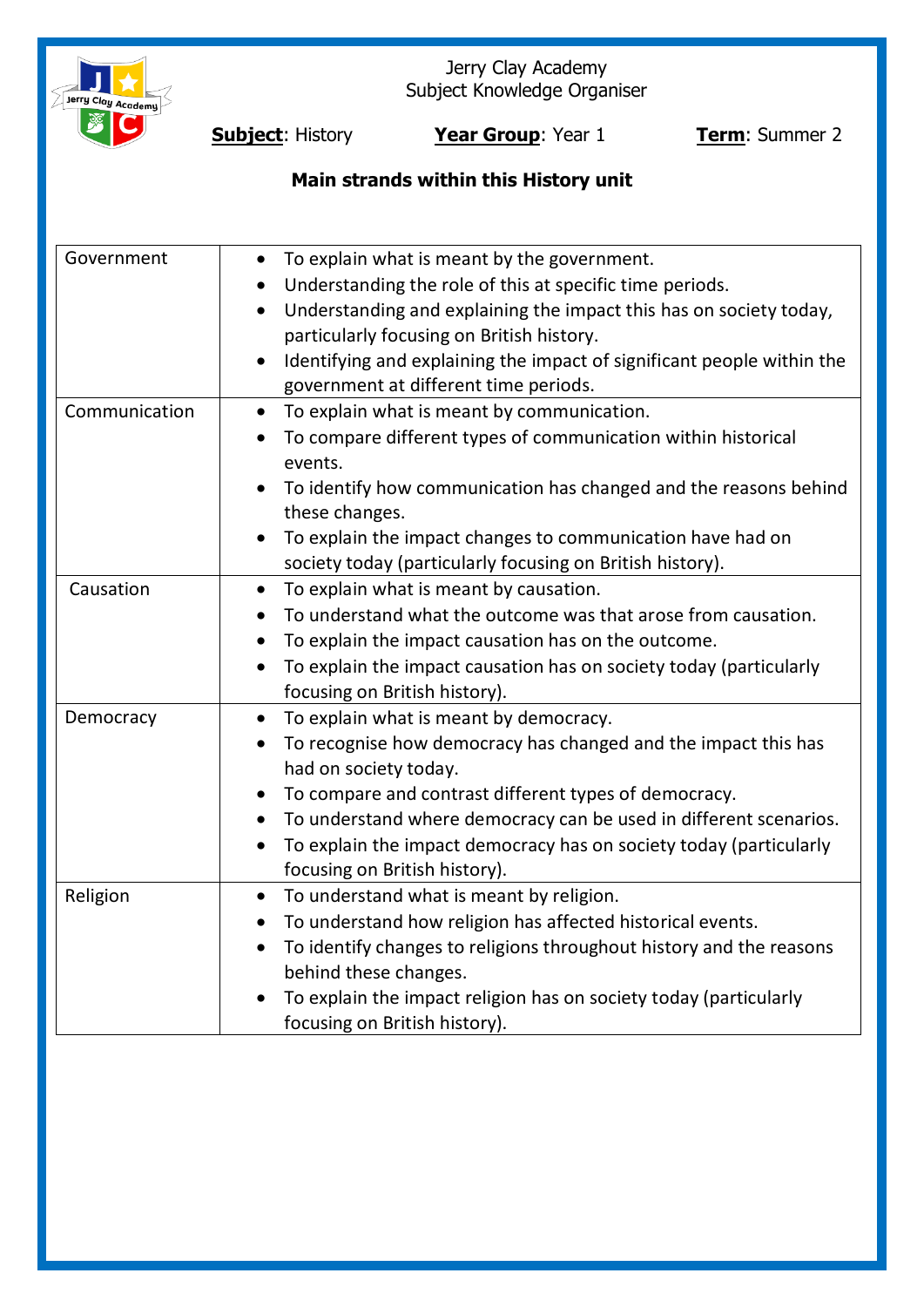Jerry Clay Academy
Subject Knowledge Organiser

**Subject**: History **Year Group**: Year 1 **Term**: Summer 2

**Main strands within this History unit**

| | |
|---|---|
| Government | • To explain what is meant by the government.<br>• Understanding the role of this at specific time periods.<br>• Understanding and explaining the impact this has on society today, particularly focusing on British history.<br>• Identifying and explaining the impact of significant people within the government at different time periods. |
| Communication | • To explain what is meant by communication.<br>• To compare different types of communication within historical events.<br>• To identify how communication has changed and the reasons behind these changes.<br>• To explain the impact changes to communication have had on society today (particularly focusing on British history). |
| Causation | • To explain what is meant by causation.<br>• To understand what the outcome was that arose from causation.<br>• To explain the impact causation has on the outcome.<br>• To explain the impact causation has on society today (particularly focusing on British history). |
| Democracy | • To explain what is meant by democracy.<br>• To recognise how democracy has changed and the impact this has had on society today.<br>• To compare and contrast different types of democracy.<br>• To understand where democracy can be used in different scenarios.<br>• To explain the impact democracy has on society today (particularly focusing on British history). |
| Religion | • To understand what is meant by religion.<br>• To understand how religion has affected historical events.<br>• To identify changes to religions throughout history and the reasons behind these changes.<br>• To explain the impact religion has on society today (particularly focusing on British history). |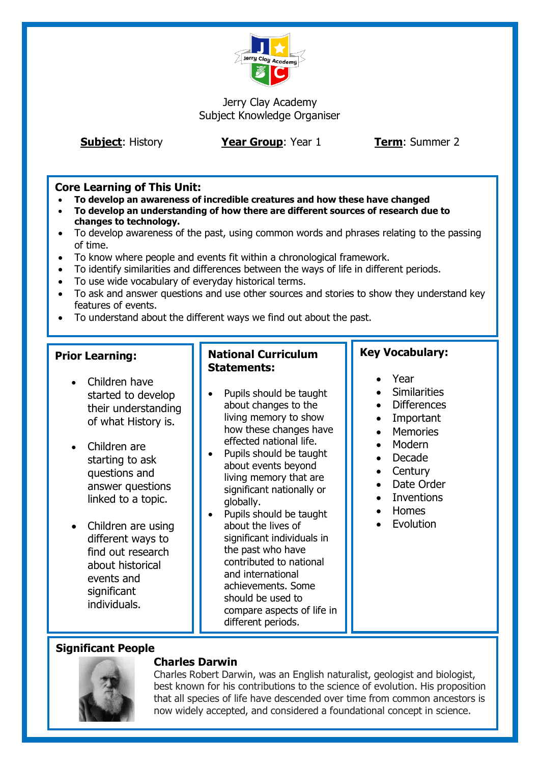Jerry Clay Academy
Subject Knowledge Organiser

**Subject**: History **Year Group**: Year 1 **Term**: Summer 2

## Core Learning of This Unit:

- **To develop an awareness of incredible creatures and how these have changed**
- **To develop an understanding of how there are different sources of research due to changes to technology.**
- To develop awareness of the past, using common words and phrases relating to the passing of time.
- To know where people and events fit within a chronological framework.
- To identify similarities and differences between the ways of life in different periods.
- To use wide vocabulary of everyday historical terms.
- To ask and answer questions and use other sources and stories to show they understand key features of events.
- To understand about the different ways we find out about the past.

## Prior Learning:

- Children have started to develop their understanding of what History is.
- Children are starting to ask questions and answer questions linked to a topic.
- Children are using different ways to find out research about historical events and significant individuals.

## National Curriculum Statements:

- Pupils should be taught about changes to the living memory to show how these changes have effected national life.
- Pupils should be taught about events beyond living memory that are significant nationally or globally.
- Pupils should be taught about the lives of significant individuals in the past who have contributed to national and international achievements. Some should be used to compare aspects of life in different periods.

## Key Vocabulary:

- Year
- Similarities
- Differences
- Important
- Memories
- Modern
- Decade
- Century
- Date Order
- Inventions
- Homes
- Evolution

## Significant People

### Charles Darwin

Charles Robert Darwin, was an English naturalist, geologist and biologist, best known for his contributions to the science of evolution. His proposition that all species of life have descended over time from common ancestors is now widely accepted, and considered a foundational concept in science.